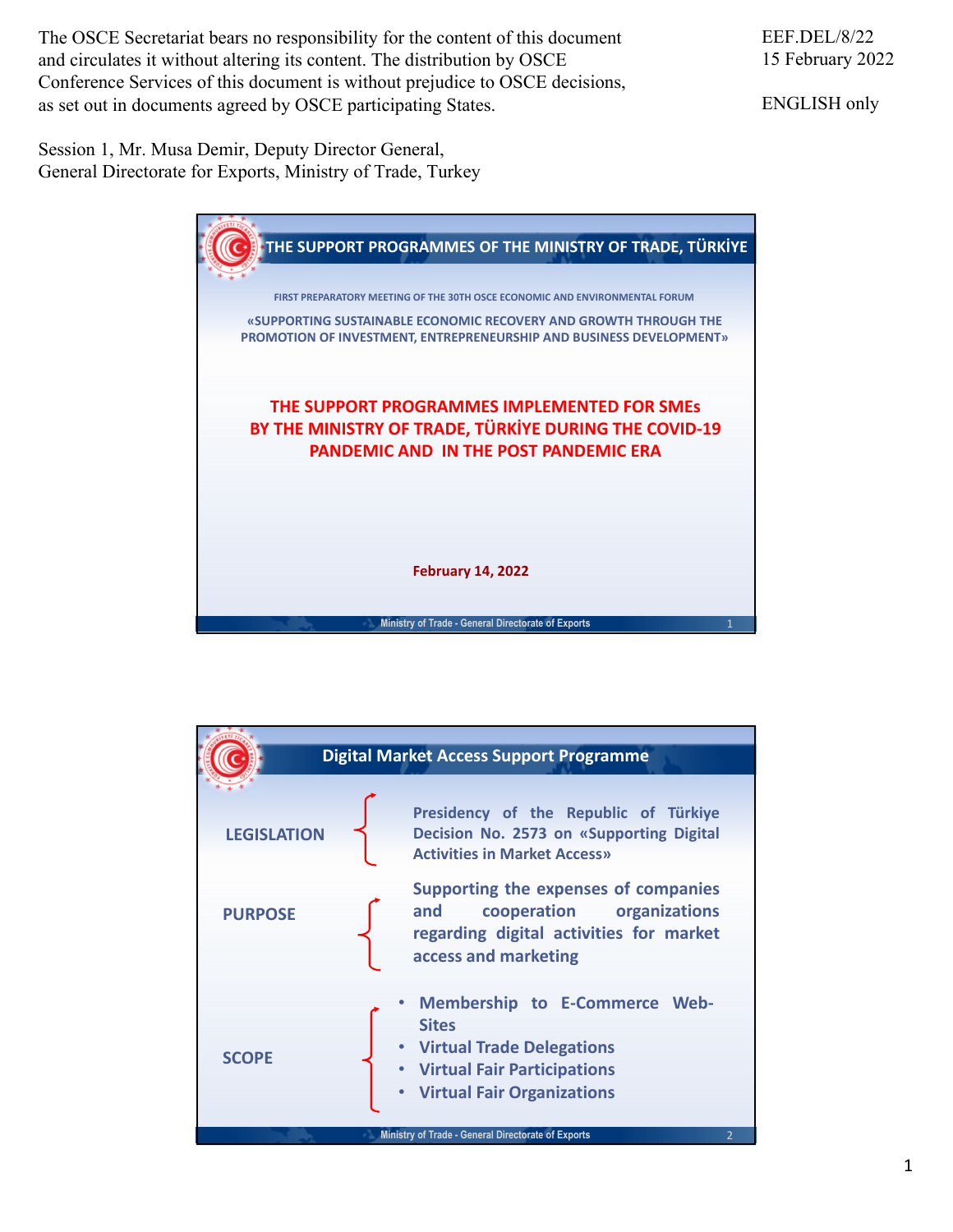The OSCE Secretariat bears no responsibility for the content of this document and circulates it without altering its content. The distribution by OSCE Conference Services of this document is without prejudice to OSCE decisions, as set out in documents agreed by OSCE participating States.

EEF.DEL/8/22
15 February 2022

ENGLISH only

Session 1, Mr. Musa Demir, Deputy Director General, General Directorate for Exports, Ministry of Trade, Turkey

# THE SUPPORT PROGRAMMES OF THE MINISTRY OF TRADE, TÜRKİYE

FIRST PREPARATORY MEETING OF THE 30TH OSCE ECONOMIC AND ENVIRONMENTAL FORUM

«SUPPORTING SUSTAINABLE ECONOMIC RECOVERY AND GROWTH THROUGH THE PROMOTION OF INVESTMENT, ENTREPRENEURSHIP AND BUSINESS DEVELOPMENT»

**THE SUPPORT PROGRAMMES IMPLEMENTED FOR SMEs BY THE MINISTRY OF TRADE, TÜRKİYE DURING THE COVID-19 PANDEMIC AND IN THE POST PANDEMIC ERA**

**February 14, 2022**

Ministry of Trade - General Directorate of Exports

# Digital Market Access Support Programme

**LEGISLATION**: Presidency of the Republic of Türkiye Decision No. 2573 on «Supporting Digital Activities in Market Access»

**PURPOSE**: Supporting the expenses of companies and cooperation organizations regarding digital activities for market access and marketing

**SCOPE**:
- Membership to E-Commerce Web-Sites
- Virtual Trade Delegations
- Virtual Fair Participations
- Virtual Fair Organizations

Ministry of Trade - General Directorate of Exports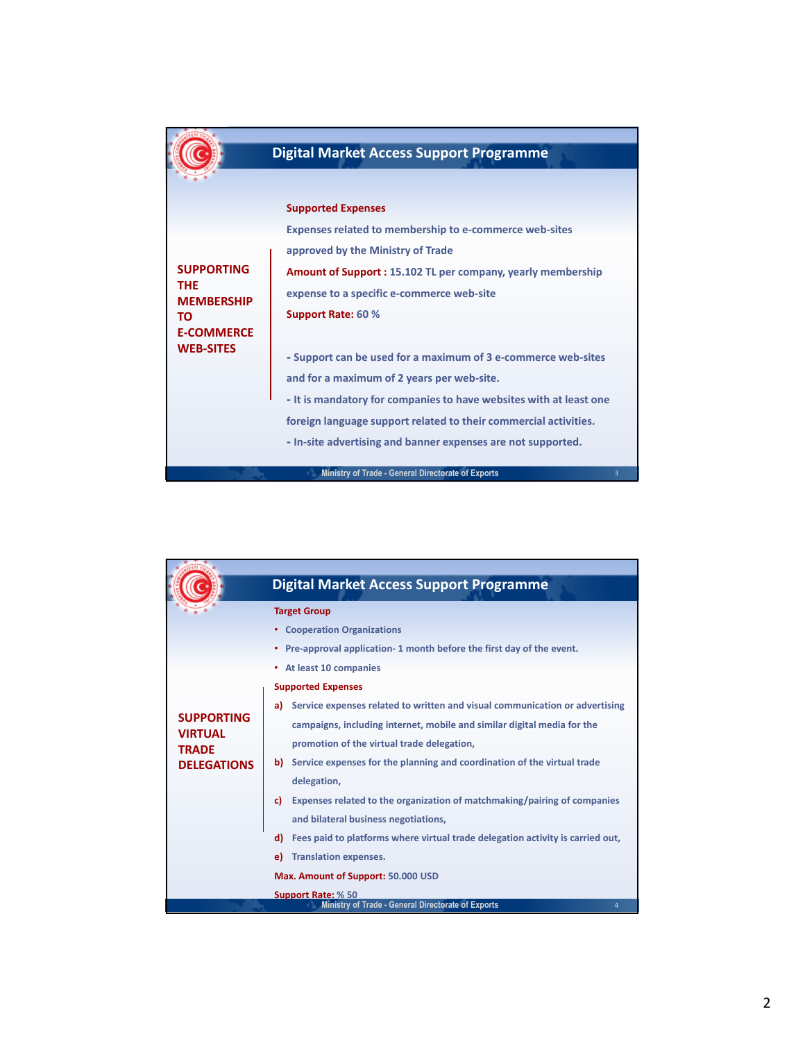## Digital Market Access Support Programme

### SUPPORTING THE MEMBERSHIP TO E-COMMERCE WEB-SITES

**Supported Expenses**

Expenses related to membership to e-commerce web-sites approved by the Ministry of Trade

**Amount of Support :** 15.102 TL per company, yearly membership expense to a specific e-commerce web-site

**Support Rate:** 60 %

- Support can be used for a maximum of 3 e-commerce web-sites and for a maximum of 2 years per web-site.
- It is mandatory for companies to have websites with at least one foreign language support related to their commercial activities.
- In-site advertising and banner expenses are not supported.

## Digital Market Access Support Programme

### SUPPORTING VIRTUAL TRADE DELEGATIONS

**Target Group**

- Cooperation Organizations
- Pre-approval application- 1 month before the first day of the event.
- At least 10 companies

**Supported Expenses**

a) Service expenses related to written and visual communication or advertising campaigns, including internet, mobile and similar digital media for the promotion of the virtual trade delegation,

b) Service expenses for the planning and coordination of the virtual trade delegation,

c) Expenses related to the organization of matchmaking/pairing of companies and bilateral business negotiations,

d) Fees paid to platforms where virtual trade delegation activity is carried out,

e) Translation expenses.

**Max. Amount of Support:** 50.000 USD

**Support Rate:** % 50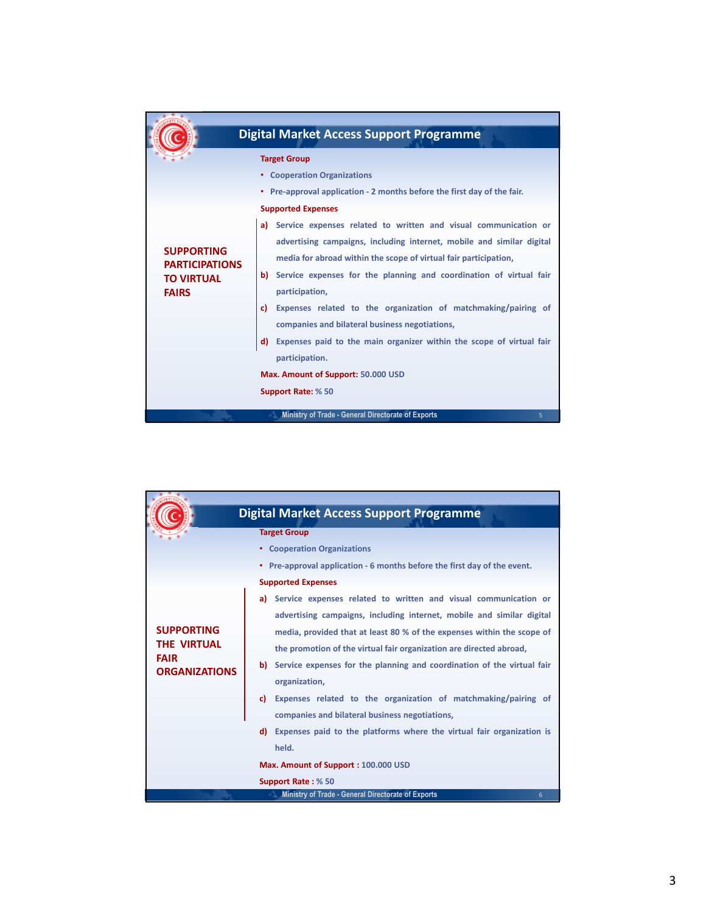## Digital Market Access Support Programme

### SUPPORTING PARTICIPATIONS TO VIRTUAL FAIRS

**Target Group**

- Cooperation Organizations
- Pre-approval application - 2 months before the first day of the fair.

**Supported Expenses**

a) Service expenses related to written and visual communication or advertising campaigns, including internet, mobile and similar digital media for abroad within the scope of virtual fair participation,

b) Service expenses for the planning and coordination of virtual fair participation,

c) Expenses related to the organization of matchmaking/pairing of companies and bilateral business negotiations,

d) Expenses paid to the main organizer within the scope of virtual fair participation.

**Max. Amount of Support:** 50.000 USD

**Support Rate:** % 50

Ministry of Trade - General Directorate of Exports

## Digital Market Access Support Programme

### SUPPORTING THE VIRTUAL FAIR ORGANIZATIONS

**Target Group**

- Cooperation Organizations
- Pre-approval application - 6 months before the first day of the event.

**Supported Expenses**

a) Service expenses related to written and visual communication or advertising campaigns, including internet, mobile and similar digital media, provided that at least 80 % of the expenses within the scope of the promotion of the virtual fair organization are directed abroad,

b) Service expenses for the planning and coordination of the virtual fair organization,

c) Expenses related to the organization of matchmaking/pairing of companies and bilateral business negotiations,

d) Expenses paid to the platforms where the virtual fair organization is held.

**Max. Amount of Support :** 100.000 USD

**Support Rate :** % 50

Ministry of Trade - General Directorate of Exports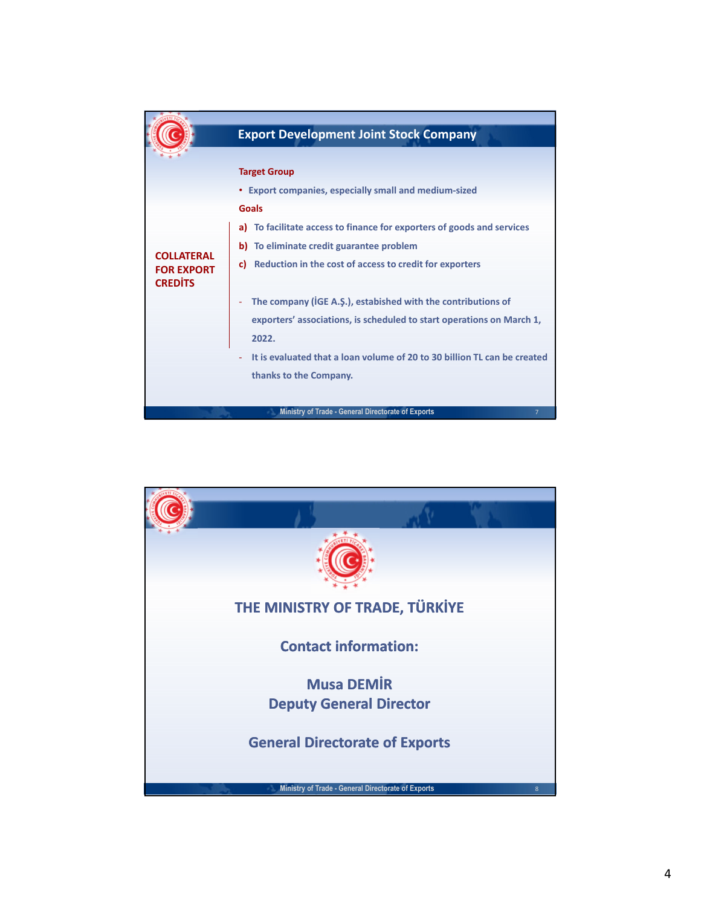## Export Development Joint Stock Company

**COLLATERAL FOR EXPORT CREDİTS**

**Target Group**

- Export companies, especially small and medium-sized

**Goals**

a) To facilitate access to finance for exporters of goods and services
b) To eliminate credit guarantee problem
c) Reduction in the cost of access to credit for exporters

- The company (İGE A.Ş.), estabished with the contributions of exporters' associations, is scheduled to start operations on March 1, 2022.
- It is evaluated that a loan volume of 20 to 30 billion TL can be created thanks to the Company.

---

## THE MINISTRY OF TRADE, TÜRKİYE

**Contact information:**

**Musa DEMİR**
**Deputy General Director**

**General Directorate of Exports**